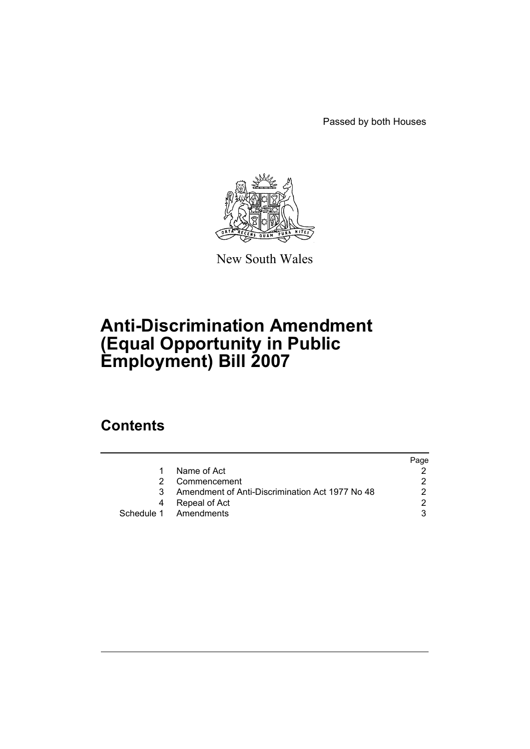Passed by both Houses

New South Wales

# Anti-Discrimination Amendment (Equal Opportunity in Public Employment) Bill 2007

## Contents

| | | Page |
|---|---|---|
| 1 | Name of Act | 2 |
| 2 | Commencement | 2 |
| 3 | Amendment of Anti-Discrimination Act 1977 No 48 | 2 |
| 4 | Repeal of Act | 2 |
| Schedule 1 | Amendments | 3 |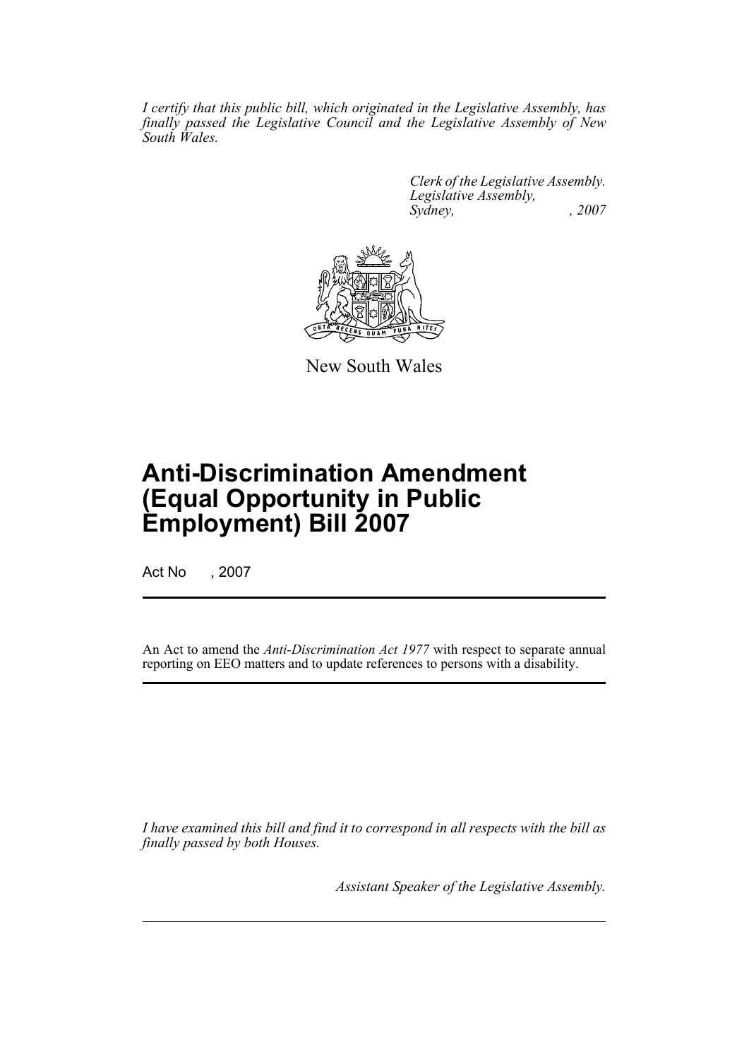*I certify that this public bill, which originated in the Legislative Assembly, has finally passed the Legislative Council and the Legislative Assembly of New South Wales.*

*Clerk of the Legislative Assembly.*
*Legislative Assembly,*
*Sydney, , 2007*

New South Wales

# Anti-Discrimination Amendment (Equal Opportunity in Public Employment) Bill 2007

Act No , 2007

An Act to amend the *Anti-Discrimination Act 1977* with respect to separate annual reporting on EEO matters and to update references to persons with a disability.

*I have examined this bill and find it to correspond in all respects with the bill as finally passed by both Houses.*

*Assistant Speaker of the Legislative Assembly.*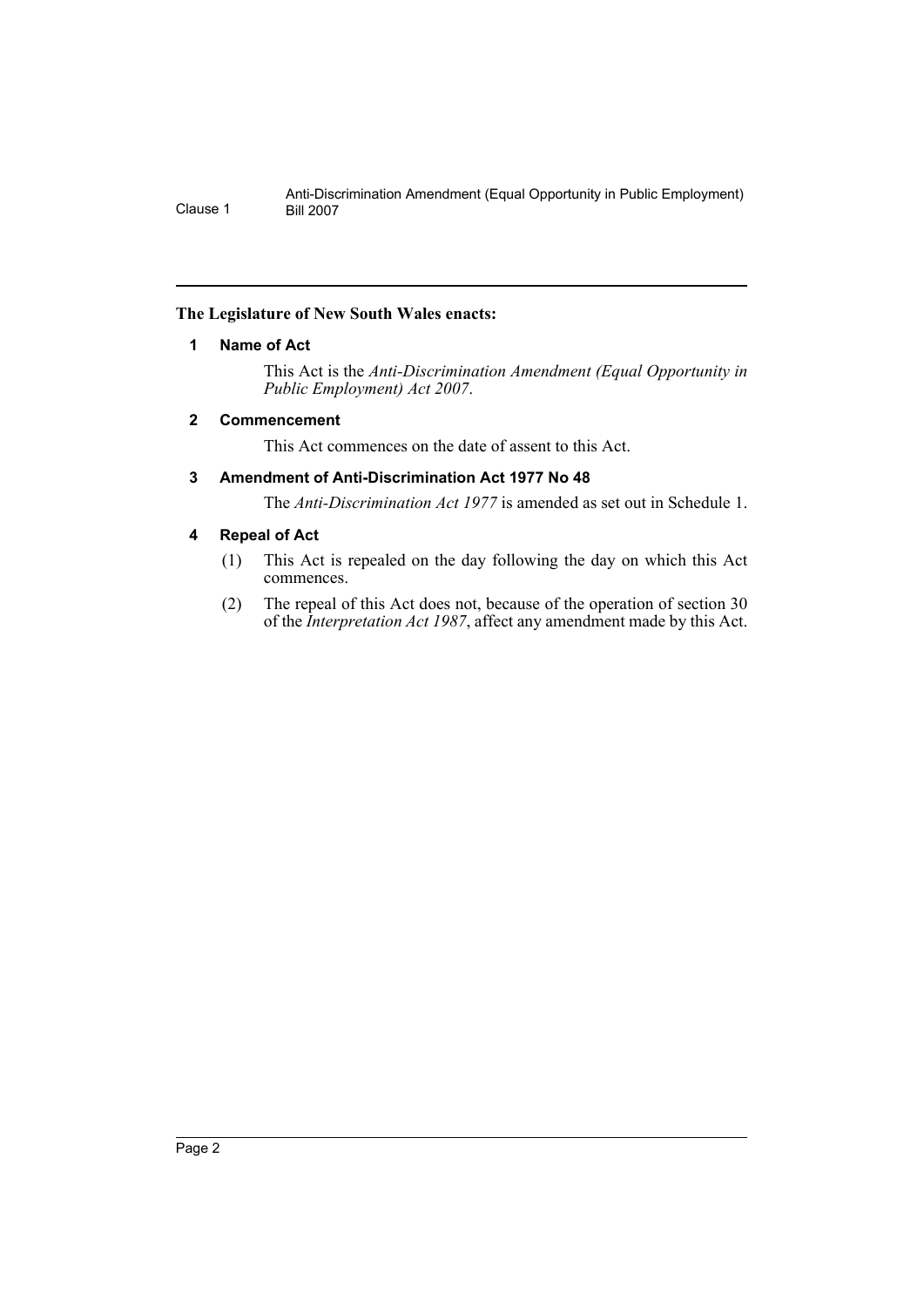**The Legislature of New South Wales enacts:**

## 1 Name of Act

This Act is the *Anti-Discrimination Amendment (Equal Opportunity in Public Employment) Act 2007*.

## 2 Commencement

This Act commences on the date of assent to this Act.

## 3 Amendment of Anti-Discrimination Act 1977 No 48

The *Anti-Discrimination Act 1977* is amended as set out in Schedule 1.

## 4 Repeal of Act

(1) This Act is repealed on the day following the day on which this Act commences.

(2) The repeal of this Act does not, because of the operation of section 30 of the *Interpretation Act 1987*, affect any amendment made by this Act.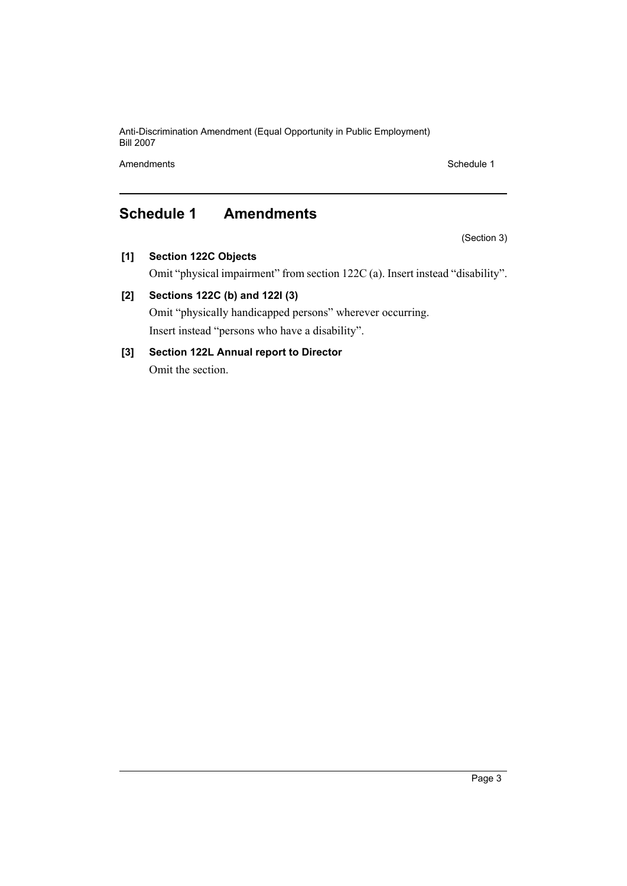# Schedule 1 Amendments

(Section 3)

**[1] Section 122C Objects**

Omit "physical impairment" from section 122C (a). Insert instead "disability".

**[2] Sections 122C (b) and 122I (3)**

Omit "physically handicapped persons" wherever occurring.

Insert instead "persons who have a disability".

**[3] Section 122L Annual report to Director**

Omit the section.